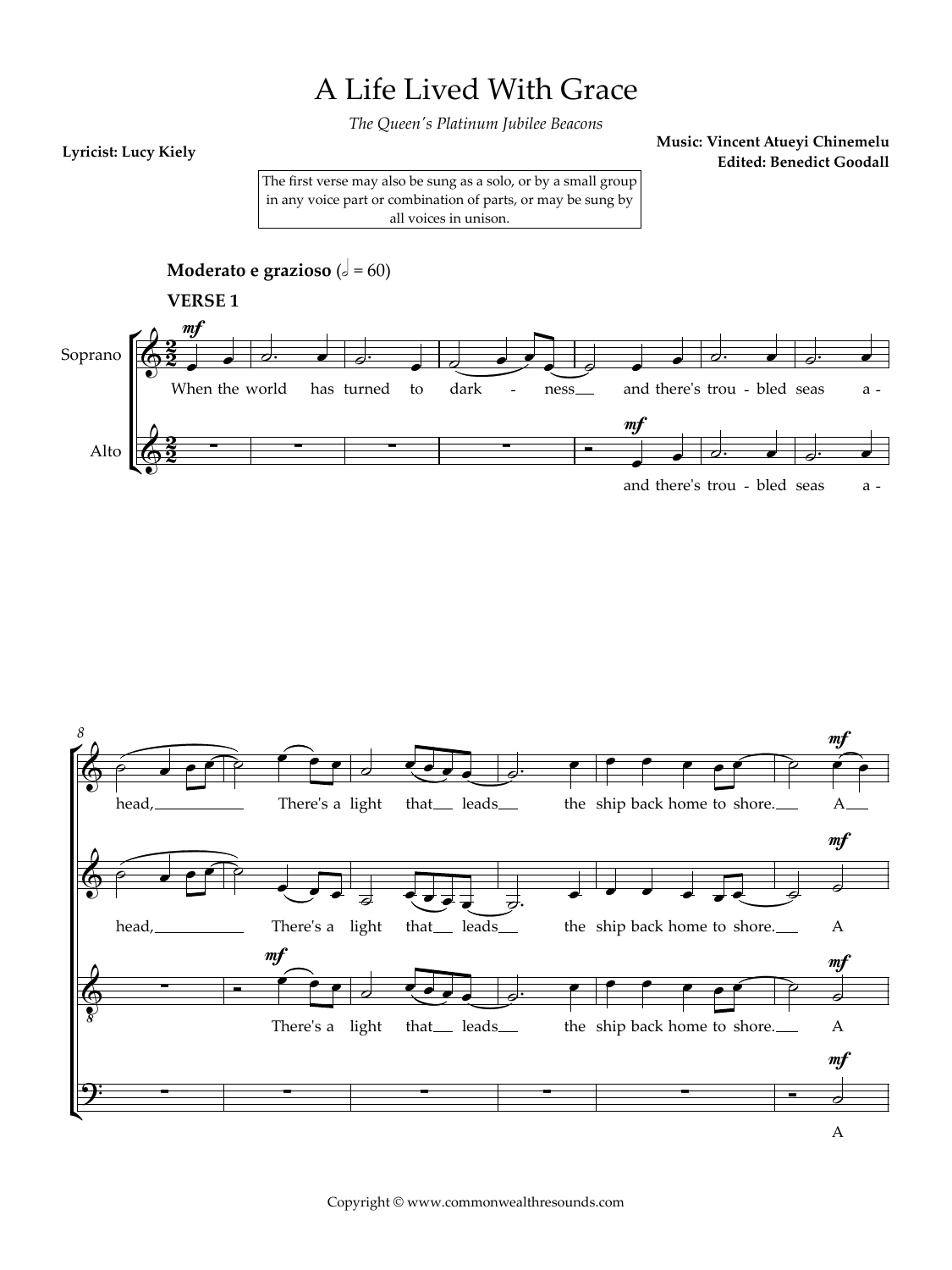# A Life Lived With Grace

*The Queen's Platinum Jubilee Beacons*

**Lyricist: Lucy Kiely**

**Music: Vincent Atueyi Chinemelu**
**Edited: Benedict Goodall**

The first verse may also be sung as a solo, or by a small group in any voice part or combination of parts, or may be sung by all voices in unison.

**Moderato e grazioso** (𝅗𝅥 = 60)

**VERSE 1**

Soprano: When the world has turned to dark - ness and there's trou - bled seas a - head, There's a light that leads the ship back home to shore. A

Alto: and there's trou - bled seas a - head, There's a light that leads the ship back home to shore. A

Tenor: There's a light that leads the ship back home to shore. A

Bass: A

Copyright © www.commonwealthresounds.com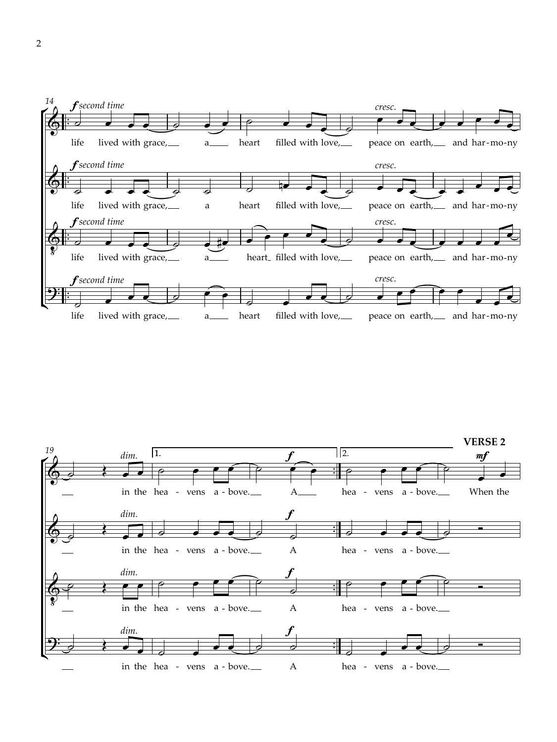**VERSE 2**

life lived with grace, a heart filled with love, peace on earth, and har-mo-ny in the hea - vens a - bove. A

hea - vens a - bove. When the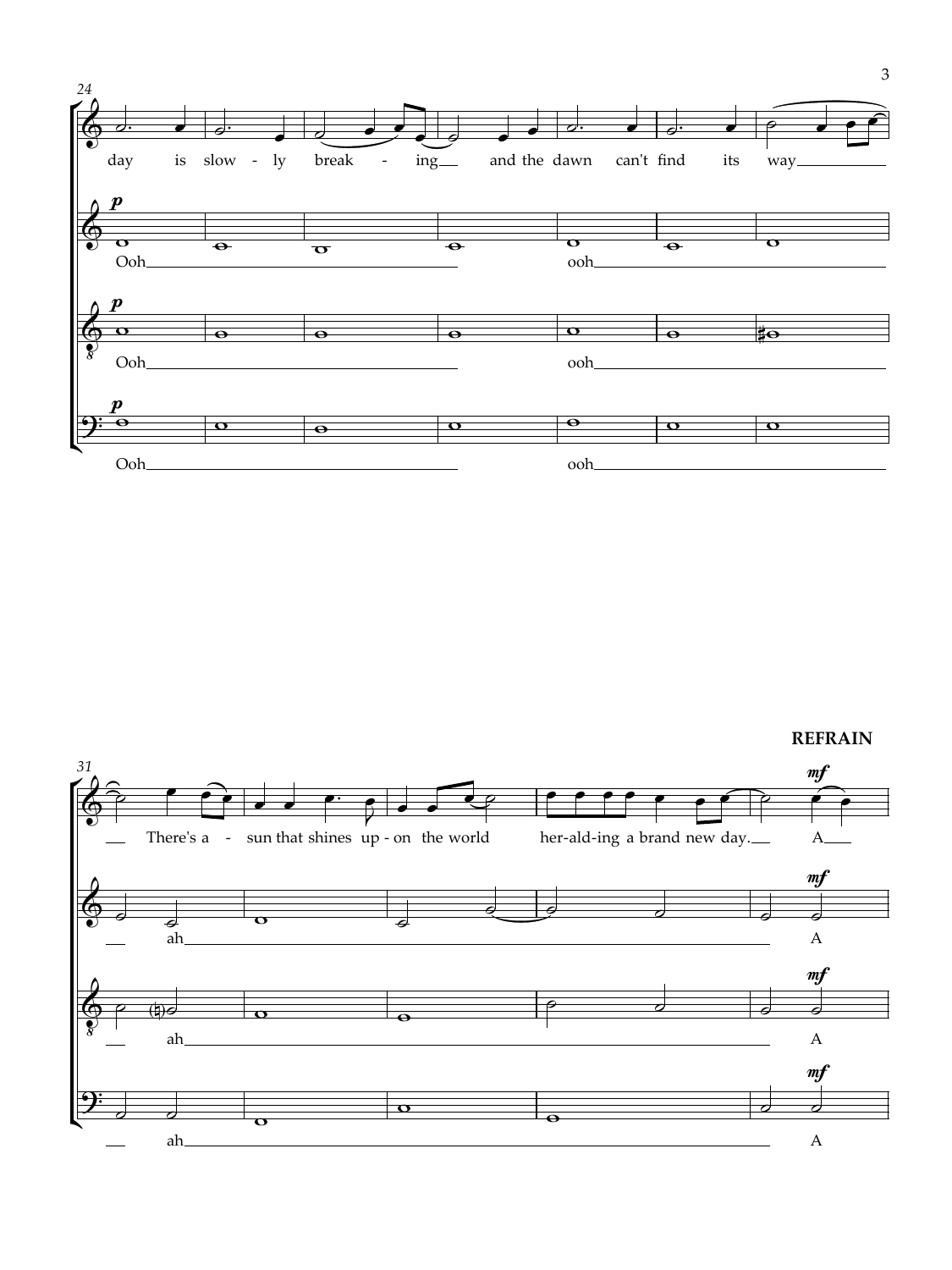24

day is slow - ly break - ing and the dawn can't find its way

*p*

Ooh ooh

*p*

Ooh ooh

*p*

Ooh ooh

31

**REFRAIN**

There's a - sun that shines up - on the world her-ald-ing a brand new day. A

*mf*

ah A

*mf*

ah A

*mf*

ah A

*mf*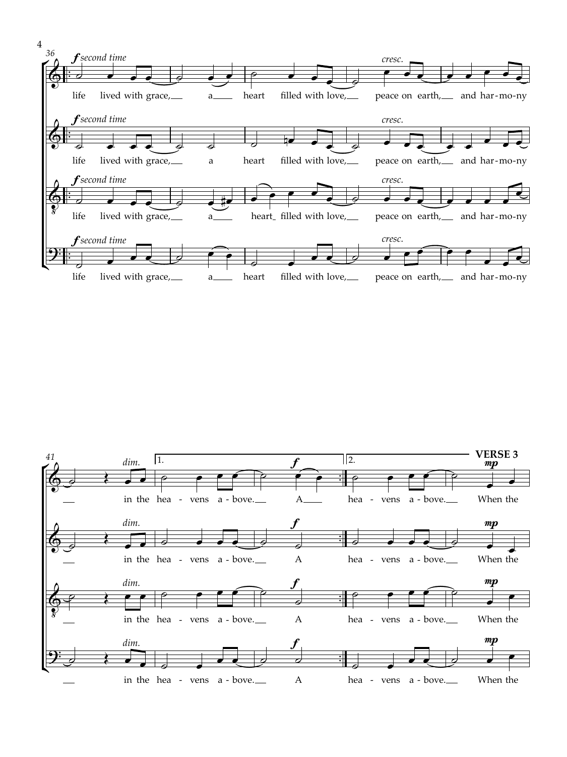*f second time*

life lived with grace, a heart filled with love, peace on earth, and har-mo-ny

*cresc.*

*dim.*

in the hea - vens a - bove. A

1.

2.

hea - vens a - bove.

## VERSE 3

*mp*

When the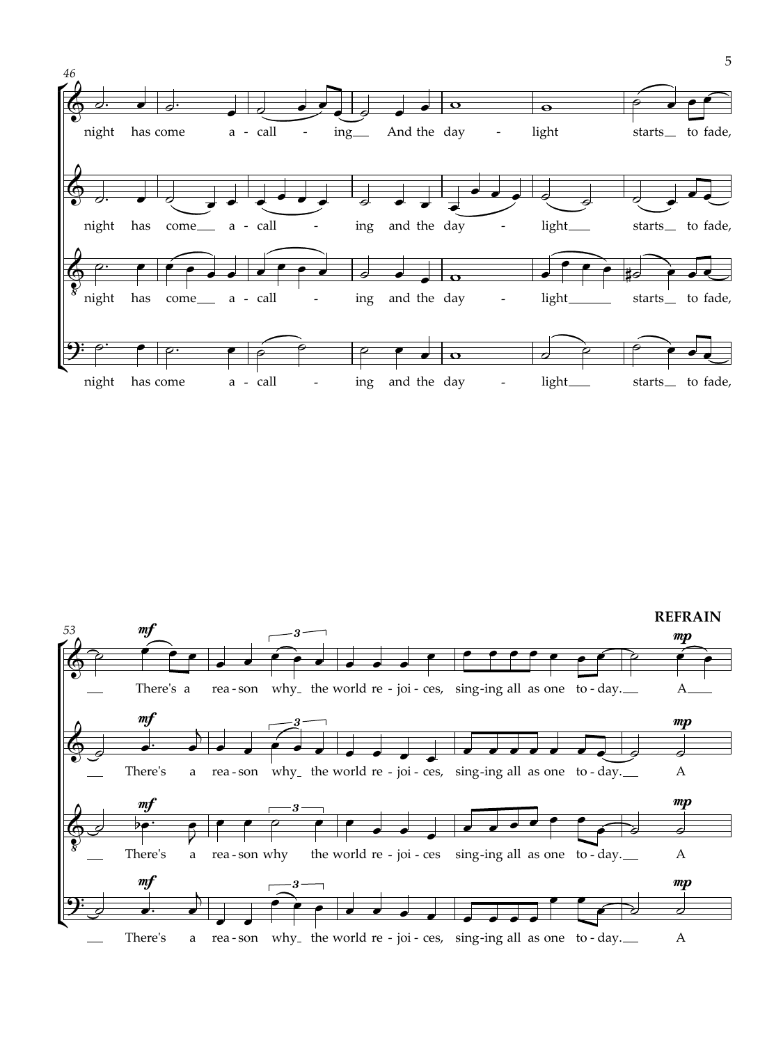46

night has come a - call - ing And the day - light starts to fade,

night has come a - call - ing and the day - light starts to fade,

night has come a - call - ing and the day - light starts to fade,

night has come a - call - ing and the day - light starts to fade,

53

**REFRAIN**

*mf*

There's a rea - son why the world re - joi - ces, sing-ing all as one to - day. A

*mp*

*mf*

There's a rea - son why the world re - joi - ces, sing-ing all as one to - day. A

*mp*

*mf*

There's a rea - son why the world re - joi - ces sing-ing all as one to - day. A

*mp*

*mf*

There's a rea - son why the world re - joi - ces, sing-ing all as one to - day. A

*mp*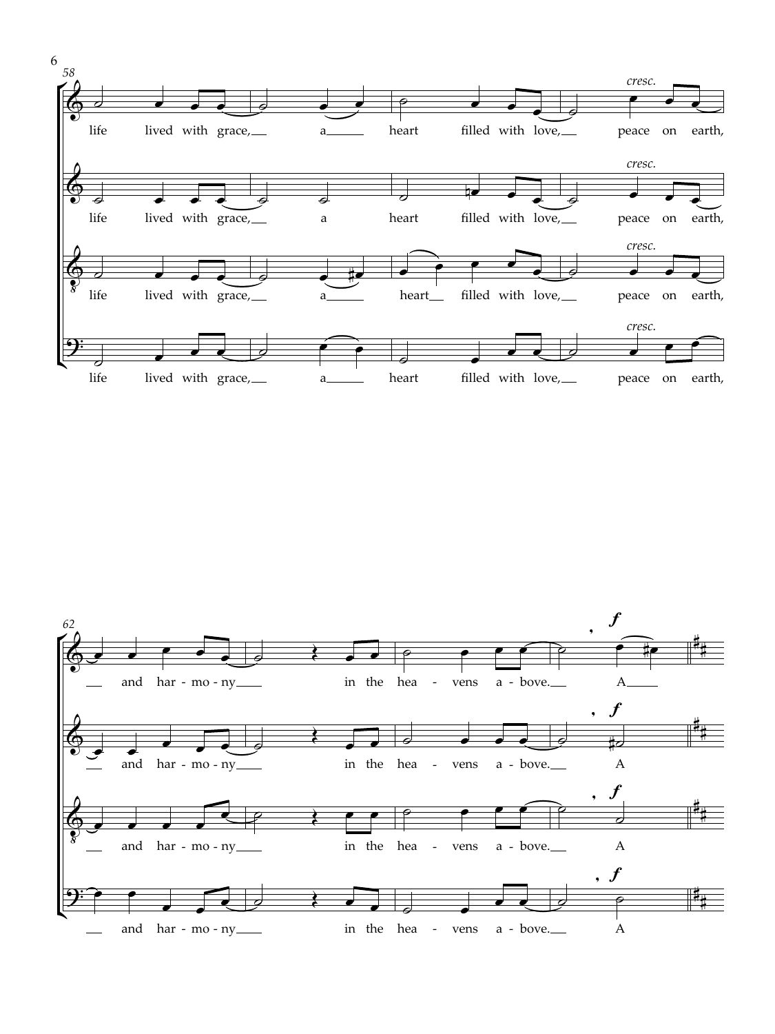58

*cresc.*

life lived with grace, a heart filled with love, peace on earth,

62

***f***

and har - mo - ny in the hea - vens a - bove. A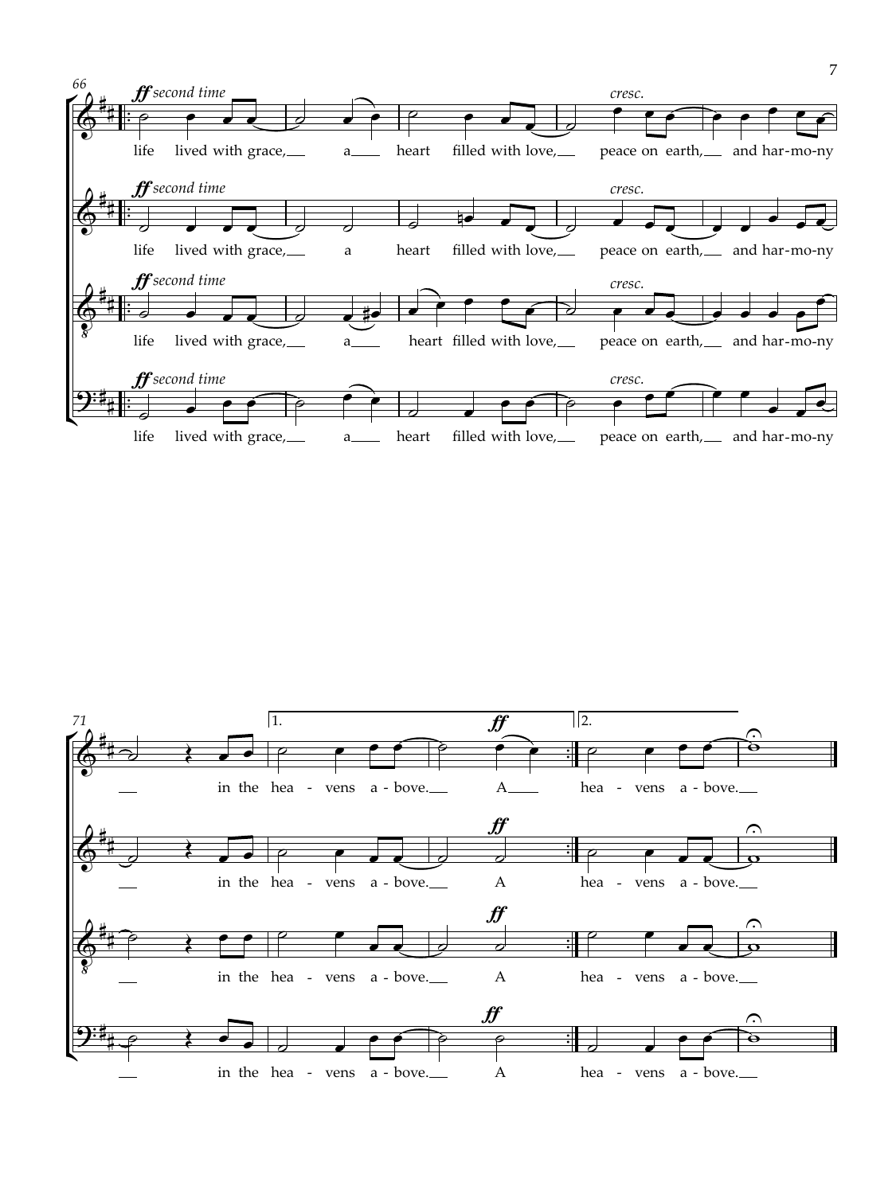*ff second time*

life lived with grace, a heart filled with love, *cresc.* peace on earth, and har-mo-ny in the hea-vens a-bove.

1. A *ff*

2. hea-vens a-bove.